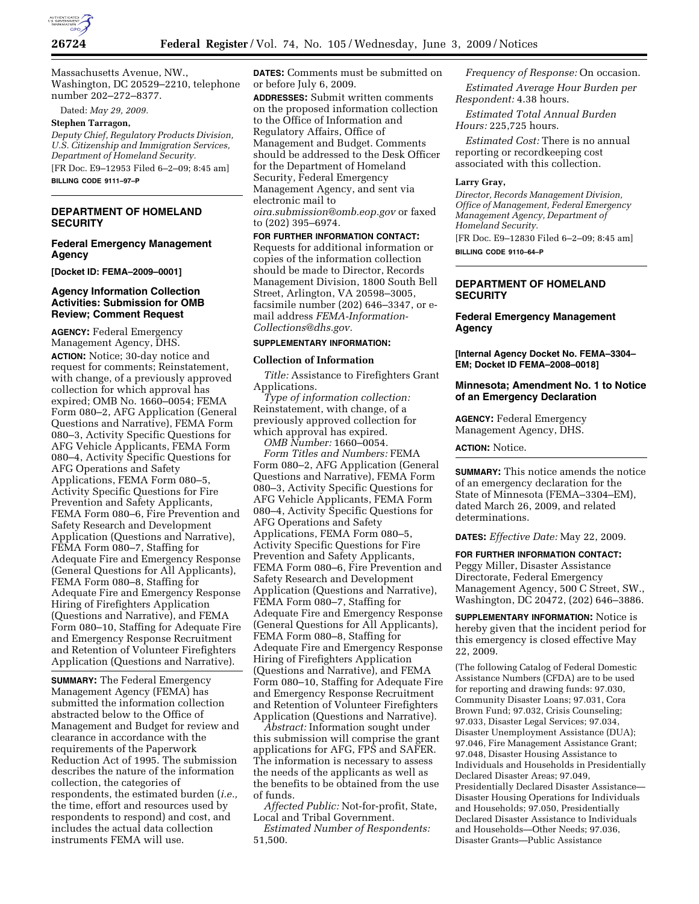Massachusetts Avenue, NW., Washington, DC 20529–2210, telephone number 202–272–8377.

Dated: *May 29, 2009.*

**Stephen Tarragon,**

*Deputy Chief, Regulatory Products Division, U.S. Citizenship and Immigration Services, Department of Homeland Security.*

[FR Doc. E9–12953 Filed 6–2–09; 8:45 am]

**BILLING CODE 9111–97–P**

## DEPARTMENT OF HOMELAND SECURITY

### Federal Emergency Management Agency

**[Docket ID: FEMA–2009–0001]**

### Agency Information Collection Activities: Submission for OMB Review; Comment Request

**AGENCY:** Federal Emergency Management Agency, DHS.

**ACTION:** Notice; 30-day notice and request for comments; Reinstatement, with change, of a previously approved collection for which approval has expired; OMB No. 1660–0054; FEMA Form 080–2, AFG Application (General Questions and Narrative), FEMA Form 080–3, Activity Specific Questions for AFG Vehicle Applicants, FEMA Form 080–4, Activity Specific Questions for AFG Operations and Safety Applications, FEMA Form 080–5, Activity Specific Questions for Fire Prevention and Safety Applicants, FEMA Form 080–6, Fire Prevention and Safety Research and Development Application (Questions and Narrative), FEMA Form 080–7, Staffing for Adequate Fire and Emergency Response (General Questions for All Applicants), FEMA Form 080–8, Staffing for Adequate Fire and Emergency Response Hiring of Firefighters Application (Questions and Narrative), and FEMA Form 080–10, Staffing for Adequate Fire and Emergency Response Recruitment and Retention of Volunteer Firefighters Application (Questions and Narrative).

**SUMMARY:** The Federal Emergency Management Agency (FEMA) has submitted the information collection abstracted below to the Office of Management and Budget for review and clearance in accordance with the requirements of the Paperwork Reduction Act of 1995. The submission describes the nature of the information collection, the categories of respondents, the estimated burden (*i.e.,* the time, effort and resources used by respondents to respond) and cost, and includes the actual data collection instruments FEMA will use.

**DATES:** Comments must be submitted on or before July 6, 2009.

**ADDRESSES:** Submit written comments on the proposed information collection to the Office of Information and Regulatory Affairs, Office of Management and Budget. Comments should be addressed to the Desk Officer for the Department of Homeland Security, Federal Emergency Management Agency, and sent via electronic mail to *oira.submission@omb.eop.gov* or faxed to (202) 395–6974.

**FOR FURTHER INFORMATION CONTACT:** Requests for additional information or copies of the information collection should be made to Director, Records Management Division, 1800 South Bell Street, Arlington, VA 20598–3005, facsimile number (202) 646–3347, or e-mail address *FEMA-Information-Collections@dhs.gov.*

**SUPPLEMENTARY INFORMATION:**

**Collection of Information**

*Title:* Assistance to Firefighters Grant Applications.

*Type of information collection:* Reinstatement, with change, of a previously approved collection for which approval has expired.

*OMB Number:* 1660–0054.

*Form Titles and Numbers:* FEMA Form 080–2, AFG Application (General Questions and Narrative), FEMA Form 080–3, Activity Specific Questions for AFG Vehicle Applicants, FEMA Form 080–4, Activity Specific Questions for AFG Operations and Safety Applications, FEMA Form 080–5, Activity Specific Questions for Fire Prevention and Safety Applicants, FEMA Form 080–6, Fire Prevention and Safety Research and Development Application (Questions and Narrative), FEMA Form 080–7, Staffing for Adequate Fire and Emergency Response (General Questions for All Applicants), FEMA Form 080–8, Staffing for Adequate Fire and Emergency Response Hiring of Firefighters Application (Questions and Narrative), and FEMA Form 080–10, Staffing for Adequate Fire and Emergency Response Recruitment and Retention of Volunteer Firefighters Application (Questions and Narrative).

*Abstract:* Information sought under this submission will comprise the grant applications for AFG, FPS and SAFER. The information is necessary to assess the needs of the applicants as well as the benefits to be obtained from the use of funds.

*Affected Public:* Not-for-profit, State, Local and Tribal Government.

*Estimated Number of Respondents:* 51,500.

*Frequency of Response:* On occasion.

*Estimated Average Hour Burden per Respondent:* 4.38 hours.

*Estimated Total Annual Burden Hours:* 225,725 hours.

*Estimated Cost:* There is no annual reporting or recordkeeping cost associated with this collection.

**Larry Gray,**

*Director, Records Management Division, Office of Management, Federal Emergency Management Agency, Department of Homeland Security.*

[FR Doc. E9–12830 Filed 6–2–09; 8:45 am]

**BILLING CODE 9110–64–P**

## DEPARTMENT OF HOMELAND SECURITY

### Federal Emergency Management Agency

**[Internal Agency Docket No. FEMA–3304–EM; Docket ID FEMA–2008–0018]**

### Minnesota; Amendment No. 1 to Notice of an Emergency Declaration

**AGENCY:** Federal Emergency Management Agency, DHS.

**ACTION:** Notice.

**SUMMARY:** This notice amends the notice of an emergency declaration for the State of Minnesota (FEMA–3304–EM), dated March 26, 2009, and related determinations.

**DATES:** *Effective Date:* May 22, 2009.

**FOR FURTHER INFORMATION CONTACT:** Peggy Miller, Disaster Assistance Directorate, Federal Emergency Management Agency, 500 C Street, SW., Washington, DC 20472, (202) 646–3886.

**SUPPLEMENTARY INFORMATION:** Notice is hereby given that the incident period for this emergency is closed effective May 22, 2009.

(The following Catalog of Federal Domestic Assistance Numbers (CFDA) are to be used for reporting and drawing funds: 97.030, Community Disaster Loans; 97.031, Cora Brown Fund; 97.032, Crisis Counseling; 97.033, Disaster Legal Services; 97.034, Disaster Unemployment Assistance (DUA); 97.046, Fire Management Assistance Grant; 97.048, Disaster Housing Assistance to Individuals and Households in Presidentially Declared Disaster Areas; 97.049, Presidentially Declared Disaster Assistance—Disaster Housing Operations for Individuals and Households; 97.050, Presidentially Declared Disaster Assistance to Individuals and Households—Other Needs; 97.036, Disaster Grants—Public Assistance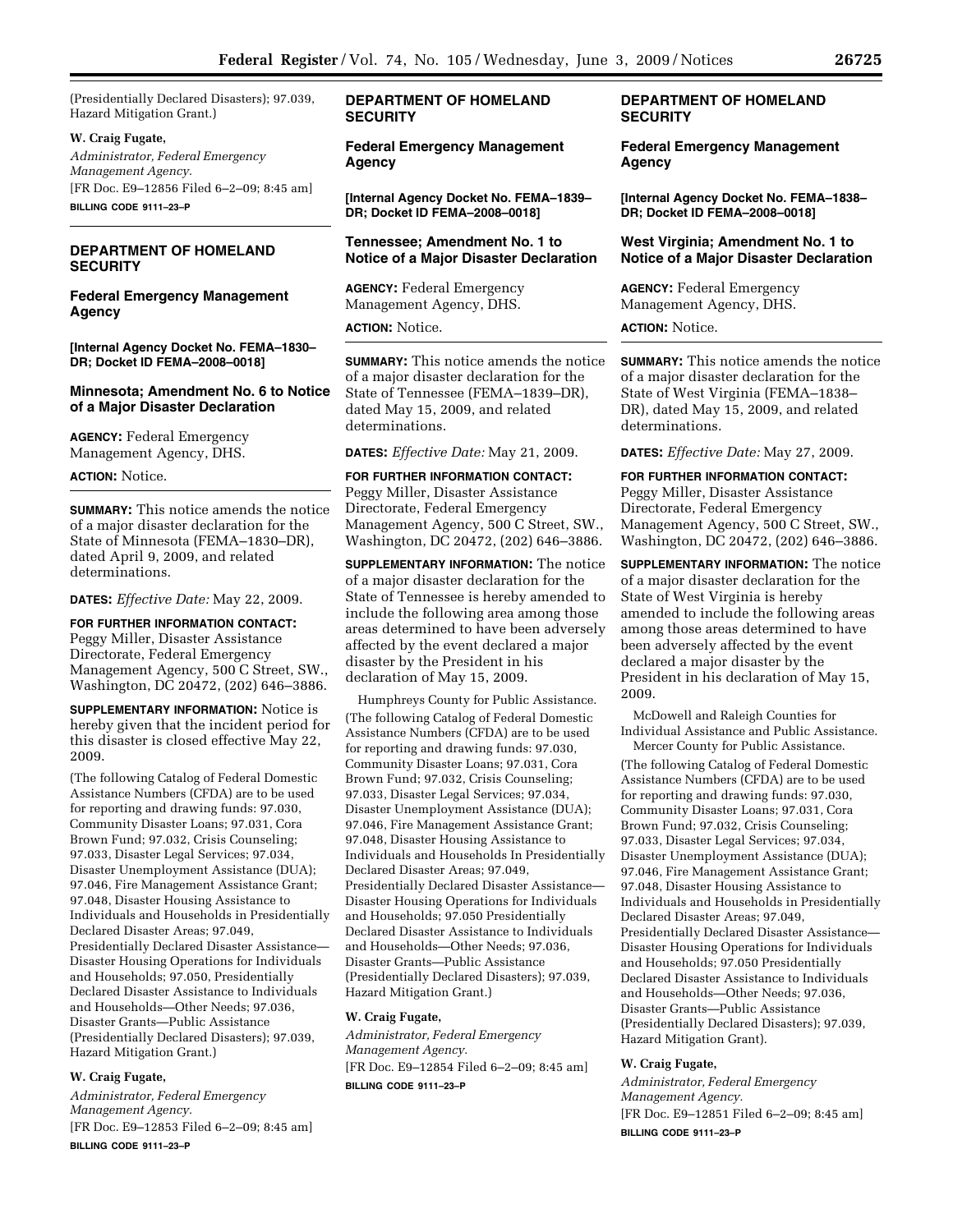(Presidentially Declared Disasters); 97.039, Hazard Mitigation Grant.)

**W. Craig Fugate,**

*Administrator, Federal Emergency Management Agency.*

[FR Doc. E9–12856 Filed 6–2–09; 8:45 am]

**BILLING CODE 9111–23–P**

## DEPARTMENT OF HOMELAND SECURITY

### Federal Emergency Management Agency

**[Internal Agency Docket No. FEMA–1830–DR; Docket ID FEMA–2008–0018]**

### Minnesota; Amendment No. 6 to Notice of a Major Disaster Declaration

**AGENCY:** Federal Emergency Management Agency, DHS.

**ACTION:** Notice.

**SUMMARY:** This notice amends the notice of a major disaster declaration for the State of Minnesota (FEMA–1830–DR), dated April 9, 2009, and related determinations.

**DATES:** *Effective Date:* May 22, 2009.

**FOR FURTHER INFORMATION CONTACT:** Peggy Miller, Disaster Assistance Directorate, Federal Emergency Management Agency, 500 C Street, SW., Washington, DC 20472, (202) 646–3886.

**SUPPLEMENTARY INFORMATION:** Notice is hereby given that the incident period for this disaster is closed effective May 22, 2009.

(The following Catalog of Federal Domestic Assistance Numbers (CFDA) are to be used for reporting and drawing funds: 97.030, Community Disaster Loans; 97.031, Cora Brown Fund; 97.032, Crisis Counseling; 97.033, Disaster Legal Services; 97.034, Disaster Unemployment Assistance (DUA); 97.046, Fire Management Assistance Grant; 97.048, Disaster Housing Assistance to Individuals and Households in Presidentially Declared Disaster Areas; 97.049, Presidentially Declared Disaster Assistance—Disaster Housing Operations for Individuals and Households; 97.050, Presidentially Declared Disaster Assistance to Individuals and Households—Other Needs; 97.036, Disaster Grants—Public Assistance (Presidentially Declared Disasters); 97.039, Hazard Mitigation Grant.)

**W. Craig Fugate,**

*Administrator, Federal Emergency Management Agency.*

[FR Doc. E9–12853 Filed 6–2–09; 8:45 am]

**BILLING CODE 9111–23–P**

## DEPARTMENT OF HOMELAND SECURITY

### Federal Emergency Management Agency

**[Internal Agency Docket No. FEMA–1839–DR; Docket ID FEMA–2008–0018]**

### Tennessee; Amendment No. 1 to Notice of a Major Disaster Declaration

**AGENCY:** Federal Emergency Management Agency, DHS.

**ACTION:** Notice.

**SUMMARY:** This notice amends the notice of a major disaster declaration for the State of Tennessee (FEMA–1839–DR), dated May 15, 2009, and related determinations.

**DATES:** *Effective Date:* May 21, 2009.

**FOR FURTHER INFORMATION CONTACT:** Peggy Miller, Disaster Assistance Directorate, Federal Emergency Management Agency, 500 C Street, SW., Washington, DC 20472, (202) 646–3886.

**SUPPLEMENTARY INFORMATION:** The notice of a major disaster declaration for the State of Tennessee is hereby amended to include the following area among those areas determined to have been adversely affected by the event declared a major disaster by the President in his declaration of May 15, 2009.

Humphreys County for Public Assistance.

(The following Catalog of Federal Domestic Assistance Numbers (CFDA) are to be used for reporting and drawing funds: 97.030, Community Disaster Loans; 97.031, Cora Brown Fund; 97.032, Crisis Counseling; 97.033, Disaster Legal Services; 97.034, Disaster Unemployment Assistance (DUA); 97.046, Fire Management Assistance Grant; 97.048, Disaster Housing Assistance to Individuals and Households In Presidentially Declared Disaster Areas; 97.049, Presidentially Declared Disaster Assistance—Disaster Housing Operations for Individuals and Households; 97.050 Presidentially Declared Disaster Assistance to Individuals and Households—Other Needs; 97.036, Disaster Grants—Public Assistance (Presidentially Declared Disasters); 97.039, Hazard Mitigation Grant.)

**W. Craig Fugate,**

*Administrator, Federal Emergency Management Agency.*

[FR Doc. E9–12854 Filed 6–2–09; 8:45 am]

**BILLING CODE 9111–23–P**

## DEPARTMENT OF HOMELAND SECURITY

### Federal Emergency Management Agency

**[Internal Agency Docket No. FEMA–1838–DR; Docket ID FEMA–2008–0018]**

### West Virginia; Amendment No. 1 to Notice of a Major Disaster Declaration

**AGENCY:** Federal Emergency Management Agency, DHS.

**ACTION:** Notice.

**SUMMARY:** This notice amends the notice of a major disaster declaration for the State of West Virginia (FEMA–1838–DR), dated May 15, 2009, and related determinations.

**DATES:** *Effective Date:* May 27, 2009.

**FOR FURTHER INFORMATION CONTACT:** Peggy Miller, Disaster Assistance Directorate, Federal Emergency Management Agency, 500 C Street, SW., Washington, DC 20472, (202) 646–3886.

**SUPPLEMENTARY INFORMATION:** The notice of a major disaster declaration for the State of West Virginia is hereby amended to include the following areas among those areas determined to have been adversely affected by the event declared a major disaster by the President in his declaration of May 15, 2009.

McDowell and Raleigh Counties for Individual Assistance and Public Assistance.

Mercer County for Public Assistance.

(The following Catalog of Federal Domestic Assistance Numbers (CFDA) are to be used for reporting and drawing funds: 97.030, Community Disaster Loans; 97.031, Cora Brown Fund; 97.032, Crisis Counseling; 97.033, Disaster Legal Services; 97.034, Disaster Unemployment Assistance (DUA); 97.046, Fire Management Assistance Grant; 97.048, Disaster Housing Assistance to Individuals and Households in Presidentially Declared Disaster Areas; 97.049, Presidentially Declared Disaster Assistance—Disaster Housing Operations for Individuals and Households; 97.050 Presidentially Declared Disaster Assistance to Individuals and Households—Other Needs; 97.036, Disaster Grants—Public Assistance (Presidentially Declared Disasters); 97.039, Hazard Mitigation Grant).

**W. Craig Fugate,**

*Administrator, Federal Emergency Management Agency.*

[FR Doc. E9–12851 Filed 6–2–09; 8:45 am]

**BILLING CODE 9111–23–P**